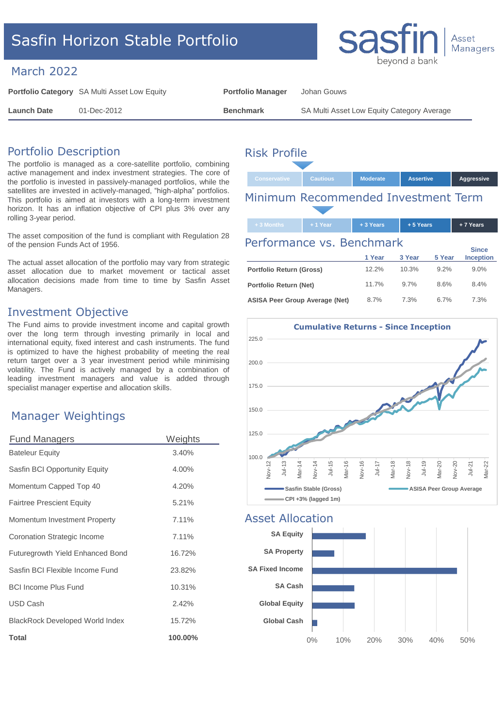# Sasfin Horizon Stable Portfolio

sasfin beyond a bank | Asset Managers

## March 2022

| | | | |
|---|---|---|---|
| **Portfolio Category** | SA Multi Asset Low Equity | **Portfolio Manager** | Johan Gouws |
| **Launch Date** | 01-Dec-2012 | **Benchmark** | SA Multi Asset Low Equity Category Average |

## Portfolio Description

The portfolio is managed as a core-satellite portfolio, combining active management and index investment strategies. The core of the portfolio is invested in passively-managed portfolios, while the satellites are invested in actively-managed, "high-alpha" portfolios. This portfolio is aimed at investors with a long-term investment horizon. It has an inflation objective of CPI plus 3% over any rolling 3-year period.

The asset composition of the fund is compliant with Regulation 28 of the pension Funds Act of 1956.

The actual asset allocation of the portfolio may vary from strategic asset allocation due to market movement or tactical asset allocation decisions made from time to time by Sasfin Asset Managers.

## Investment Objective

The Fund aims to provide investment income and capital growth over the long term through investing primarily in local and international equity, fixed interest and cash instruments. The fund is optimized to have the highest probability of meeting the real return target over a 3 year investment period while minimising volatility. The Fund is actively managed by a combination of leading investment managers and value is added through specialist manager expertise and allocation skills.

## Manager Weightings

| Fund Managers | Weights |
|---|---|
| Bateleur Equity | 3.40% |
| Sasfin BCI Opportunity Equity | 4.00% |
| Momentum Capped Top 40 | 4.20% |
| Fairtree Prescient Equity | 5.21% |
| Momentum Investment Property | 7.11% |
| Coronation Strategic Income | 7.11% |
| Futuregrowth Yield Enhanced Bond | 16.72% |
| Sasfin BCI Flexible Income Fund | 23.82% |
| BCI Income Plus Fund | 10.31% |
| USD Cash | 2.42% |
| BlackRock Developed World Index | 15.72% |
| **Total** | **100.00%** |

## Risk Profile

Conservative | Cautious | Moderate | Assertive | Aggressive

## Minimum Recommended Investment Term

+ 3 Months | + 1 Year | + 3 Years | + 5 Years | + 7 Years

## Performance vs. Benchmark

| | 1 Year | 3 Year | 5 Year | Since Inception |
|---|---|---|---|---|
| **Portfolio Return (Gross)** | 12.2% | 10.3% | 9.2% | 9.0% |
| **Portfolio Return (Net)** | 11.7% | 9.7% | 8.6% | 8.4% |
| **ASISA Peer Group Average (Net)** | 8.7% | 7.3% | 6.7% | 7.3% |

**Cumulative Returns - Since Inception**

Legend: Sasfin Stable (Gross); ASISA Peer Group Average; CPI +3% (lagged 1m)

## Asset Allocation

SA Equity, SA Property, SA Fixed Income, SA Cash, Global Equity, Global Cash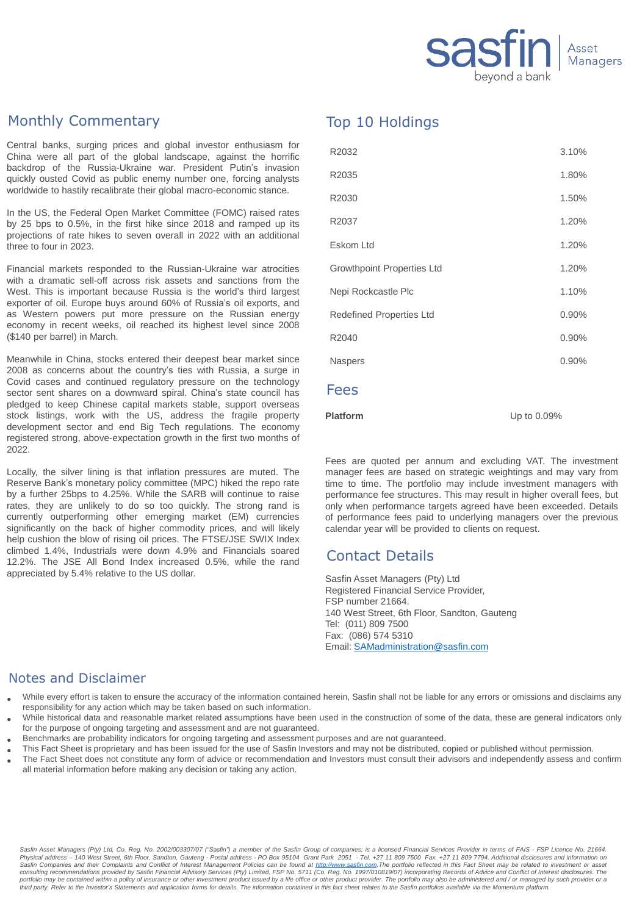## Monthly Commentary

Central banks, surging prices and global investor enthusiasm for China were all part of the global landscape, against the horrific backdrop of the Russia-Ukraine war. President Putin's invasion quickly ousted Covid as public enemy number one, forcing analysts worldwide to hastily recalibrate their global macro-economic stance.

In the US, the Federal Open Market Committee (FOMC) raised rates by 25 bps to 0.5%, in the first hike since 2018 and ramped up its projections of rate hikes to seven overall in 2022 with an additional three to four in 2023.

Financial markets responded to the Russian-Ukraine war atrocities with a dramatic sell-off across risk assets and sanctions from the West. This is important because Russia is the world's third largest exporter of oil. Europe buys around 60% of Russia's oil exports, and as Western powers put more pressure on the Russian energy economy in recent weeks, oil reached its highest level since 2008 ($140 per barrel) in March.

Meanwhile in China, stocks entered their deepest bear market since 2008 as concerns about the country's ties with Russia, a surge in Covid cases and continued regulatory pressure on the technology sector sent shares on a downward spiral. China's state council has pledged to keep Chinese capital markets stable, support overseas stock listings, work with the US, address the fragile property development sector and end Big Tech regulations. The economy registered strong, above-expectation growth in the first two months of 2022.

Locally, the silver lining is that inflation pressures are muted. The Reserve Bank's monetary policy committee (MPC) hiked the repo rate by a further 25bps to 4.25%. While the SARB will continue to raise rates, they are unlikely to do so too quickly. The strong rand is currently outperforming other emerging market (EM) currencies significantly on the back of higher commodity prices, and will likely help cushion the blow of rising oil prices. The FTSE/JSE SWIX Index climbed 1.4%, Industrials were down 4.9% and Financials soared 12.2%. The JSE All Bond Index increased 0.5%, while the rand appreciated by 5.4% relative to the US dollar.

## Top 10 Holdings

| | |
|---|---|
| R2032 | 3.10% |
| R2035 | 1.80% |
| R2030 | 1.50% |
| R2037 | 1.20% |
| Eskom Ltd | 1.20% |
| Growthpoint Properties Ltd | 1.20% |
| Nepi Rockcastle Plc | 1.10% |
| Redefined Properties Ltd | 0.90% |
| R2040 | 0.90% |
| Naspers | 0.90% |

## Fees

| | |
|---|---|
| **Platform** | Up to 0.09% |

Fees are quoted per annum and excluding VAT. The investment manager fees are based on strategic weightings and may vary from time to time. The portfolio may include investment managers with performance fee structures. This may result in higher overall fees, but only when performance targets agreed have been exceeded. Details of performance fees paid to underlying managers over the previous calendar year will be provided to clients on request.

## Contact Details

Sasfin Asset Managers (Pty) Ltd
Registered Financial Service Provider,
FSP number 21664.
140 West Street, 6th Floor, Sandton, Gauteng
Tel: (011) 809 7500
Fax: (086) 574 5310
Email: SAMadministration@sasfin.com

## Notes and Disclaimer

- While every effort is taken to ensure the accuracy of the information contained herein, Sasfin shall not be liable for any errors or omissions and disclaims any responsibility for any action which may be taken based on such information.
- While historical data and reasonable market related assumptions have been used in the construction of some of the data, these are general indicators only for the purpose of ongoing targeting and assessment and are not guaranteed.
- Benchmarks are probability indicators for ongoing targeting and assessment purposes and are not guaranteed.
- This Fact Sheet is proprietary and has been issued for the use of Sasfin Investors and may not be distributed, copied or published without permission.
- The Fact Sheet does not constitute any form of advice or recommendation and Investors must consult their advisors and independently assess and confirm all material information before making any decision or taking any action.

*Sasfin Asset Managers (Pty) Ltd, Co. Reg. No. 2002/003307/07 ("Sasfin") a member of the Sasfin Group of companies; is a licensed Financial Services Provider in terms of FAIS - FSP Licence No. 21664. Physical address – 140 West Street, 6th Floor, Sandton, Gauteng - Postal address - PO Box 95104 Grant Park 2051 - Tel. +27 11 809 7500 Fax. +27 11 809 7794. Additional disclosures and information on Sasfin Companies and their Complaints and Conflict of Interest Management Policies can be found at http://www.sasfin.com.The portfolio reflected in this Fact Sheet may be related to investment or asset consulting recommendations provided by Sasfin Financial Advisory Services (Pty) Limited, FSP No. 5711 (Co. Reg. No. 1997/010819/07) incorporating Records of Advice and Conflict of Interest disclosures. The portfolio may be contained within a policy of insurance or other investment product issued by a life office or other product provider. The portfolio may also be administered and / or managed by such provider or a third party. Refer to the Investor's Statements and application forms for details. The information contained in this fact sheet relates to the Sasfin portfolios available via the Momentum platform.*